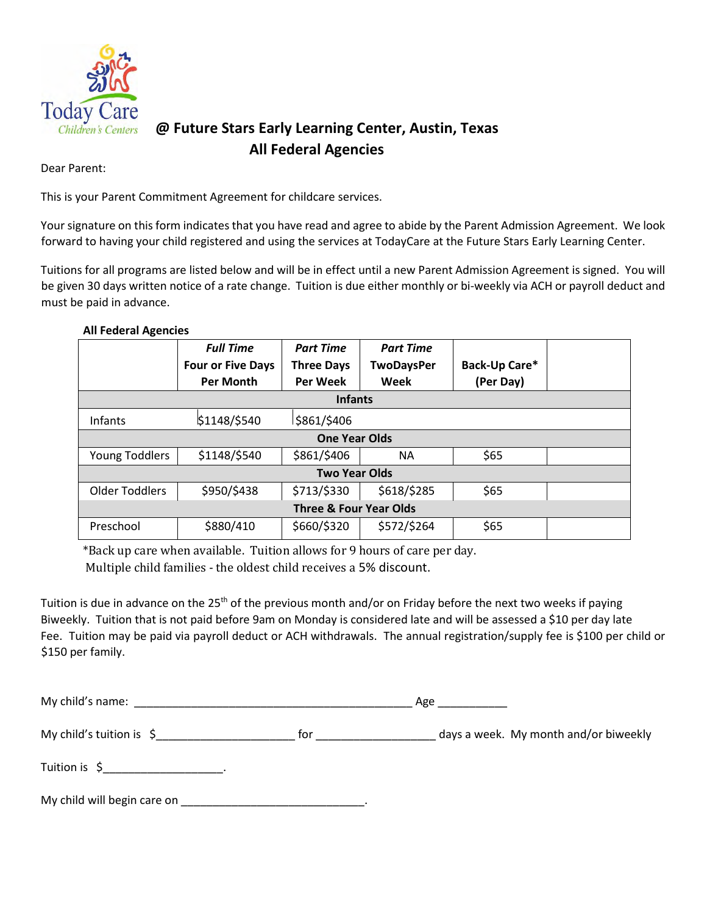Today Care Children's Centers

## @ Future Stars Early Learning Center, Austin, Texas
## All Federal Agencies

Dear Parent:

This is your Parent Commitment Agreement for childcare services.

Your signature on this form indicates that you have read and agree to abide by the Parent Admission Agreement. We look forward to having your child registered and using the services at TodayCare at the Future Stars Early Learning Center.

Tuitions for all programs are listed below and will be in effect until a new Parent Admission Agreement is signed. You will be given 30 days written notice of a rate change. Tuition is due either monthly or bi-weekly via ACH or payroll deduct and must be paid in advance.

**All Federal Agencies**

| | ***Full Time* Four or Five Days Per Month** | ***Part Time* Three Days Per Week** | ***Part Time* TwoDaysPer Week** | **Back-Up Care* (Per Day)** | |
|---|---|---|---|---|---|
| | | | **Infants** | | |
| Infants | $1148/$540 | $861/$406 | | | |
| | | | **One Year Olds** | | |
| Young Toddlers | $1148/$540 | $861/$406 | NA | $65 | |
| | | | **Two Year Olds** | | |
| Older Toddlers | $950/$438 | $713/$330 | $618/$285 | $65 | |
| | | | **Three & Four Year Olds** | | |
| Preschool | $880/410 | $660/$320 | $572/$264 | $65 | |

*Back up care when available. Tuition allows for 9 hours of care per day.
Multiple child families - the oldest child receives a 5% discount.

Tuition is due in advance on the 25th of the previous month and/or on Friday before the next two weeks if paying Biweekly. Tuition that is not paid before 9am on Monday is considered late and will be assessed a $10 per day late Fee. Tuition may be paid via payroll deduct or ACH withdrawals. The annual registration/supply fee is $100 per child or $150 per family.

My child's name: ____________________________________________ Age ___________

My child's tuition is $______________________ for ___________________ days a week. My month and/or biweekly

Tuition is $___________________.

My child will begin care on _____________________________.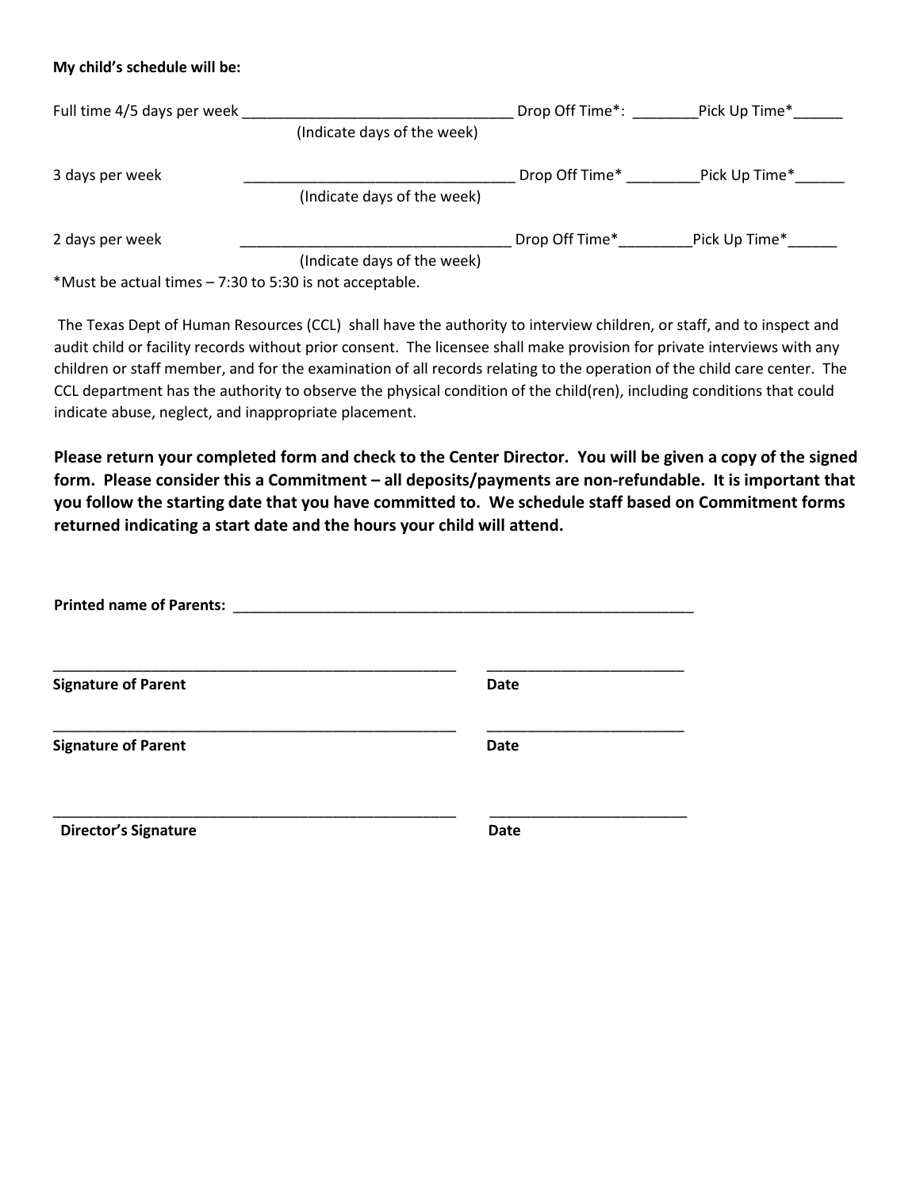**My child's schedule will be:**

Full time 4/5 days per week _________________________________ Drop Off Time*: ________Pick Up Time*______
(Indicate days of the week)

3 days per week _________________________________ Drop Off Time* _________Pick Up Time*______
(Indicate days of the week)

2 days per week _________________________________ Drop Off Time*_________Pick Up Time*______
(Indicate days of the week)

*Must be actual times – 7:30 to 5:30 is not acceptable.

The Texas Dept of Human Resources (CCL) shall have the authority to interview children, or staff, and to inspect and audit child or facility records without prior consent. The licensee shall make provision for private interviews with any children or staff member, and for the examination of all records relating to the operation of the child care center. The CCL department has the authority to observe the physical condition of the child(ren), including conditions that could indicate abuse, neglect, and inappropriate placement.

**Please return your completed form and check to the Center Director. You will be given a copy of the signed form. Please consider this a Commitment – all deposits/payments are non-refundable. It is important that you follow the starting date that you have committed to. We schedule staff based on Commitment forms returned indicating a start date and the hours your child will attend.**

**Printed name of Parents:** ___________________________________________________________

_____________________________________________________ _________________________
**Signature of Parent** **Date**

_____________________________________________________ _________________________
**Signature of Parent** **Date**

_____________________________________________________ _________________________
**Director's Signature** **Date**